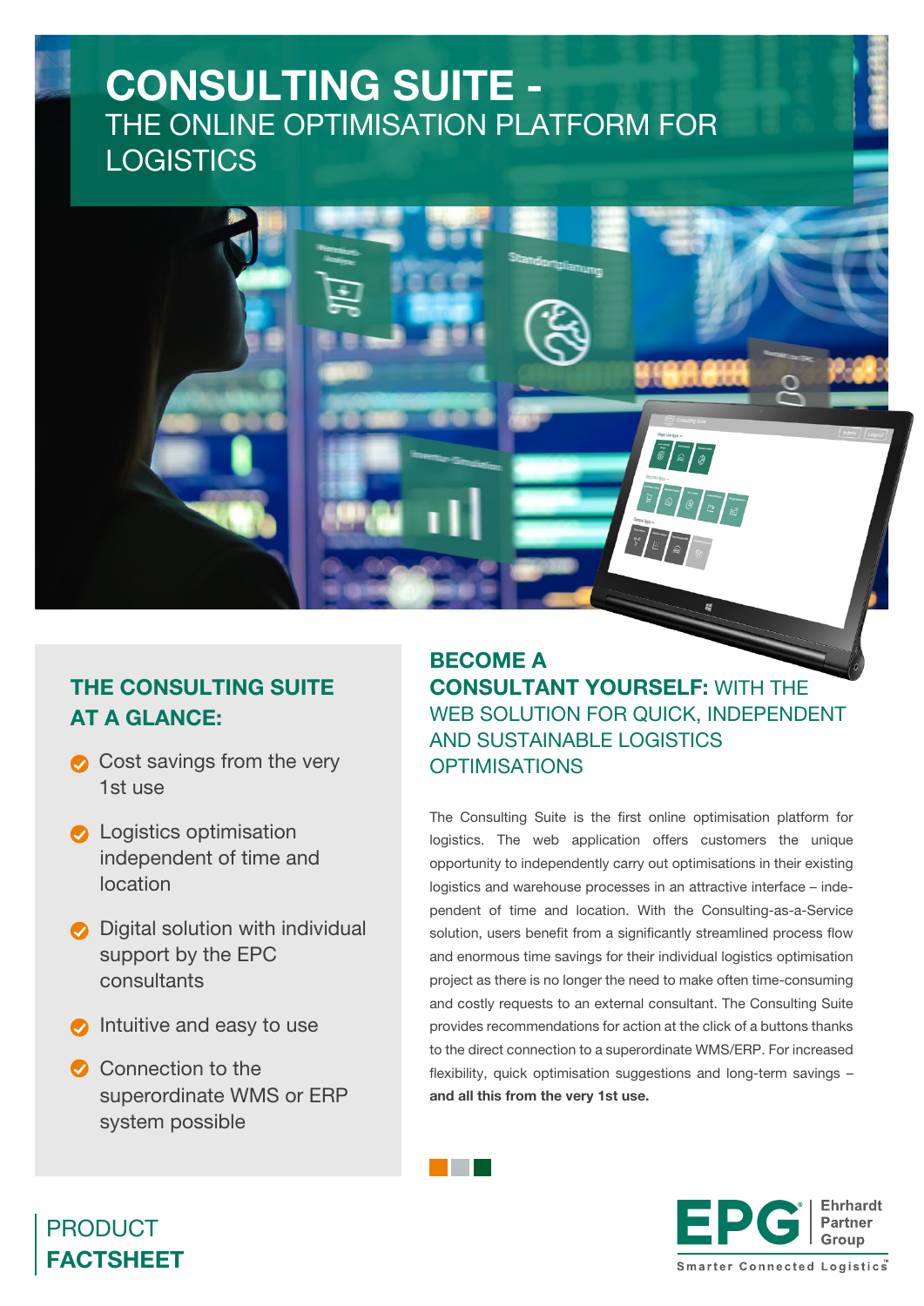# CONSULTING SUITE - THE ONLINE OPTIMISATION PLATFORM FOR LOGISTICS

## THE CONSULTING SUITE AT A GLANCE:

- Cost savings from the very 1st use
- Logistics optimisation independent of time and location
- Digital solution with individual support by the EPC consultants
- Intuitive and easy to use
- Connection to the superordinate WMS or ERP system possible

## BECOME A CONSULTANT YOURSELF: WITH THE WEB SOLUTION FOR QUICK, INDEPENDENT AND SUSTAINABLE LOGISTICS OPTIMISATIONS

The Consulting Suite is the first online optimisation platform for logistics. The web application offers customers the unique opportunity to independently carry out optimisations in their existing logistics and warehouse processes in an attractive interface – independent of time and location. With the Consulting-as-a-Service solution, users benefit from a significantly streamlined process flow and enormous time savings for their individual logistics optimisation project as there is no longer the need to make often time-consuming and costly requests to an external consultant. The Consulting Suite provides recommendations for action at the click of a buttons thanks to the direct connection to a superordinate WMS/ERP. For increased flexibility, quick optimisation suggestions and long-term savings – **and all this from the very 1st use.**

PRODUCT **FACTSHEET**

EPG Ehrhardt Partner Group
Smarter Connected Logistics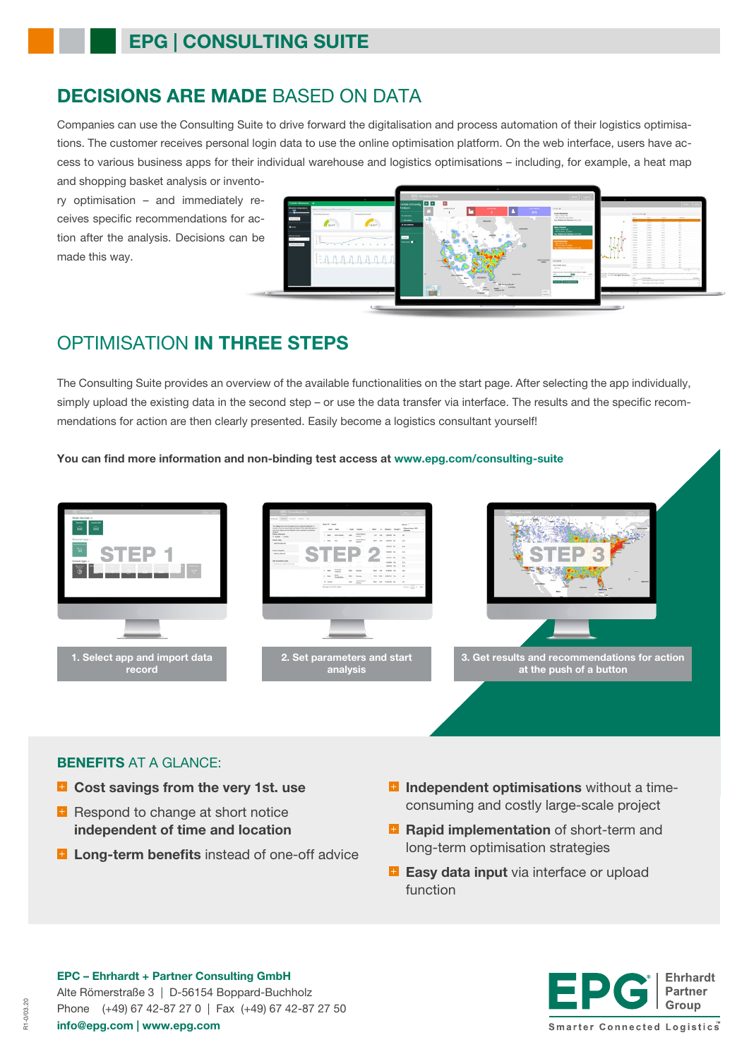# EPG | CONSULTING SUITE

## DECISIONS ARE MADE BASED ON DATA

Companies can use the Consulting Suite to drive forward the digitalisation and process automation of their logistics optimisations. The customer receives personal login data to use the online optimisation platform. On the web interface, users have access to various business apps for their individual warehouse and logistics optimisations – including, for example, a heat map and shopping basket analysis or inventory optimisation – and immediately receives specific recommendations for action after the analysis. Decisions can be made this way.

## OPTIMISATION IN THREE STEPS

The Consulting Suite provides an overview of the available functionalities on the start page. After selecting the app individually, simply upload the existing data in the second step – or use the data transfer via interface. The results and the specific recommendations for action are then clearly presented. Easily become a logistics consultant yourself!

**You can find more information and non-binding test access at www.epg.com/consulting-suite**

STEP 1

1. Select app and import data record

STEP 2

2. Set parameters and start analysis

STEP 3

3. Get results and recommendations for action at the push of a button

## BENEFITS AT A GLANCE:

- **Cost savings from the very 1st. use**
- Respond to change at short notice **independent of time and location**
- **Long-term benefits** instead of one-off advice
- **Independent optimisations** without a time-consuming and costly large-scale project
- **Rapid implementation** of short-term and long-term optimisation strategies
- **Easy data input** via interface or upload function

**EPC – Ehrhardt + Partner Consulting GmbH**
Alte Römerstraße 3 | D-56154 Boppard-Buchholz
Phone (+49) 67 42-87 27 0 | Fax (+49) 67 42-87 27 50
**info@epg.com | www.epg.com**

EPG® Ehrhardt Partner Group
Smarter Connected Logistics™

R1-0/03.20